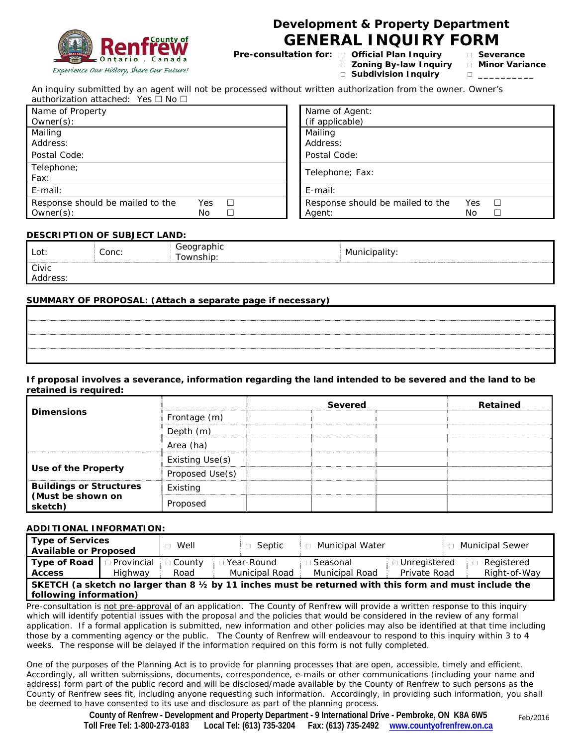County of Renfrew
Ontario . Canada
*Experience Our History, Share Our Future!*

# Development & Property Department
# GENERAL INQUIRY FORM

**Pre-consultation for:**
- ☐ **Official Plan Inquiry**
- ☐ **Zoning By-law Inquiry**
- ☐ **Subdivision Inquiry**
- ☐ **Severance**
- ☐ **Minor Variance**
- ☐ __________

An inquiry submitted by an agent will not be processed without written authorization from the owner. Owner's authorization attached: Yes ☐ No ☐

| | |
|---|---|
| Name of Property Owner(s): | Name of Agent: (if applicable) |
| Mailing Address: Postal Code: | Mailing Address: Postal Code: |
| Telephone; Fax: | Telephone; Fax: |
| E-mail: | E-mail: |
| Response should be mailed to the Owner(s): Yes ☐ No ☐ | Response should be mailed to the Agent: Yes ☐ No ☐ |

**DESCRIPTION OF SUBJECT LAND:**

| Lot: | Conc: | Geographic Township: | Municipality: |
|---|---|---|---|
| Civic Address: | | | |

**SUMMARY OF PROPOSAL: (Attach a separate page if necessary)**

| |
|---|
| |
| |
| |
| |

**If proposal involves a severance, information regarding the land intended to be severed and the land to be retained is required:**

| | | Severed | | | Retained |
|---|---|---|---|---|---|
| **Dimensions** | Frontage (m) | | | | |
| | Depth (m) | | | | |
| | Area (ha) | | | | |
| **Use of the Property** | Existing Use(s) | | | | |
| | Proposed Use(s) | | | | |
| **Buildings or Structures (Must be shown on sketch)** | Existing | | | | |
| | Proposed | | | | |

**ADDITIONAL INFORMATION:**

| **Type of Services Available or Proposed** | ☐ Well | ☐ Septic | ☐ Municipal Water | ☐ Municipal Sewer | |
|---|---|---|---|---|---|
| **Type of Road Access** | ☐ Provincial Highway | ☐ County Road | ☐ Year-Round Municipal Road | ☐ Seasonal Municipal Road | ☐ Unregistered Private Road | ☐ Registered Right-of-Way |

**SKETCH (a sketch no larger than 8 ½ by 11 inches must be returned with this form and must include the following information)**

Pre-consultation is not pre-approval of an application. The County of Renfrew will provide a written response to this inquiry which will identify potential issues with the proposal and the policies that would be considered in the review of any formal application. If a formal application is submitted, new information and other policies may also be identified at that time including those by a commenting agency or the public. The County of Renfrew will endeavour to respond to this inquiry within 3 to 4 weeks. The response will be delayed if the information required on this form is not fully completed.

One of the purposes of the Planning Act is to provide for planning processes that are open, accessible, timely and efficient. Accordingly, all written submissions, documents, correspondence, e-mails or other communications (including your name and address) form part of the public record and will be disclosed/made available by the County of Renfrew to such persons as the County of Renfrew sees fit, including anyone requesting such information. Accordingly, in providing such information, you shall be deemed to have consented to its use and disclosure as part of the planning process.

**County of Renfrew - Development and Property Department - 9 International Drive - Pembroke, ON K8A 6W5**
**Toll Free Tel: 1-800-273-0183 Local Tel: (613) 735-3204 Fax: (613) 735-2492 www.countyofrenfrew.on.ca**

Feb/2016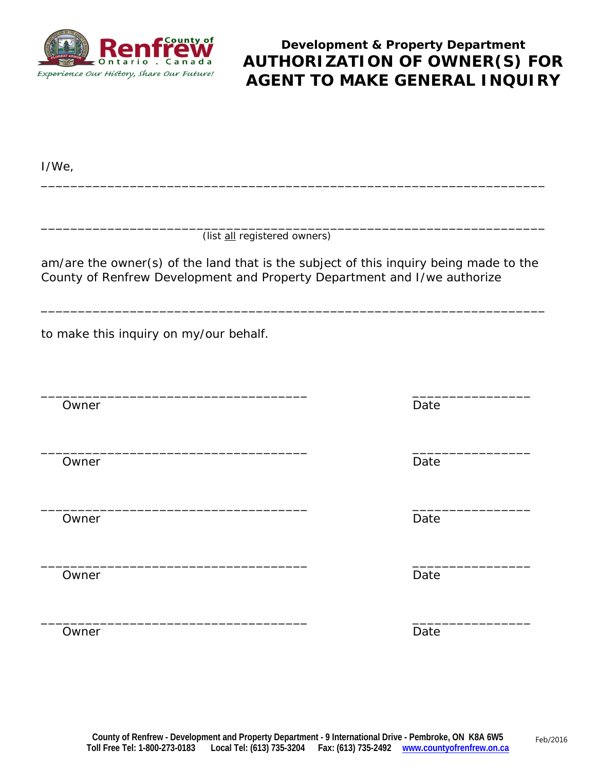County of Renfrew Ontario . Canada
*Experience Our History, Share Our Future!*

**Development & Property Department**

# AUTHORIZATION OF OWNER(S) FOR AGENT TO MAKE GENERAL INQUIRY

I/We,

___________________________________________________________________

___________________________________________________________________
(list <u>all</u> registered owners)

am/are the owner(s) of the land that is the subject of this inquiry being made to the County of Renfrew Development and Property Department and I/we authorize

___________________________________________________________________

to make this inquiry on my/our behalf.

___________________________________ ________________
Owner Date

___________________________________ ________________
Owner Date

___________________________________ ________________
Owner Date

___________________________________ ________________
Owner Date

___________________________________ ________________
Owner Date

**County of Renfrew - Development and Property Department - 9 International Drive - Pembroke, ON K8A 6W5**
**Toll Free Tel: 1-800-273-0183 Local Tel: (613) 735-3204 Fax: (613) 735-2492 www.countyofrenfrew.on.ca**

Feb/2016